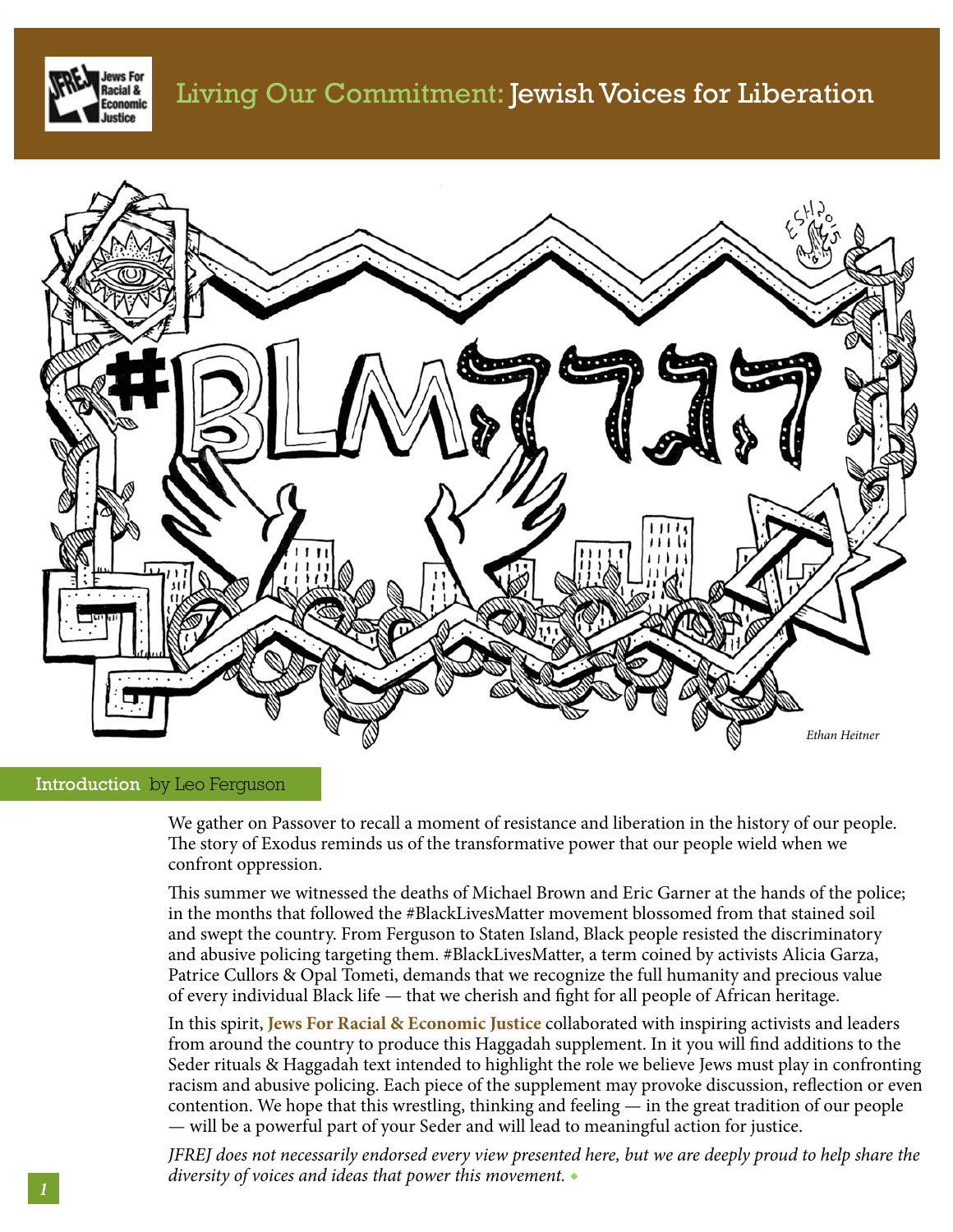# Living Our Commitment: Jewish Voices for Liberation

Ethan Heitner

## Introduction by Leo Ferguson

We gather on Passover to recall a moment of resistance and liberation in the history of our people. The story of Exodus reminds us of the transformative power that our people wield when we confront oppression.

This summer we witnessed the deaths of Michael Brown and Eric Garner at the hands of the police; in the months that followed the #BlackLivesMatter movement blossomed from that stained soil and swept the country. From Ferguson to Staten Island, Black people resisted the discriminatory and abusive policing targeting them. #BlackLivesMatter, a term coined by activists Alicia Garza, Patrice Cullors & Opal Tometi, demands that we recognize the full humanity and precious value of every individual Black life — that we cherish and fight for all people of African heritage.

In this spirit, **Jews For Racial & Economic Justice** collaborated with inspiring activists and leaders from around the country to produce this Haggadah supplement. In it you will find additions to the Seder rituals & Haggadah text intended to highlight the role we believe Jews must play in confronting racism and abusive policing. Each piece of the supplement may provoke discussion, reflection or even contention. We hope that this wrestling, thinking and feeling — in the great tradition of our people — will be a powerful part of your Seder and will lead to meaningful action for justice.

*JFREJ does not necessarily endorsed every view presented here, but we are deeply proud to help share the diversity of voices and ideas that power this movement.* ◆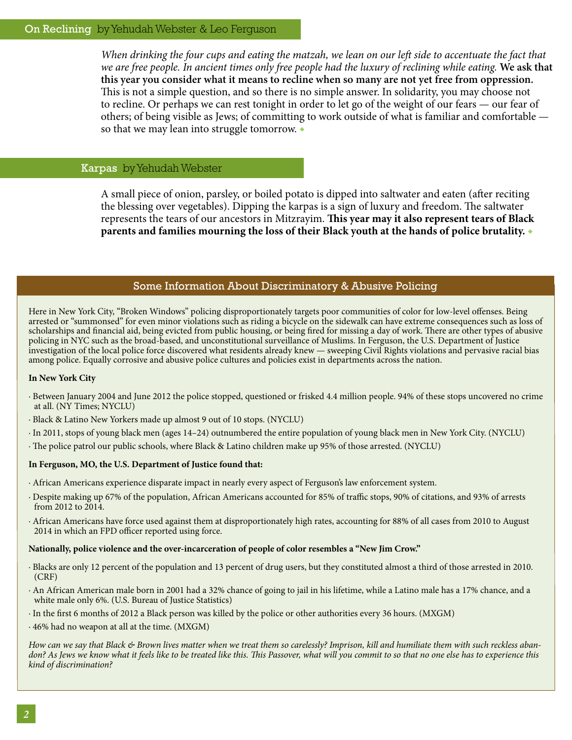## On Reclining by Yehudah Webster & Leo Ferguson

*When drinking the four cups and eating the matzah, we lean on our left side to accentuate the fact that we are free people. In ancient times only free people had the luxury of reclining while eating.* **We ask that this year you consider what it means to recline when so many are not yet free from oppression.** This is not a simple question, and so there is no simple answer. In solidarity, you may choose not to recline. Or perhaps we can rest tonight in order to let go of the weight of our fears — our fear of others; of being visible as Jews; of committing to work outside of what is familiar and comfortable — so that we may lean into struggle tomorrow. ◆

## Karpas by Yehudah Webster

A small piece of onion, parsley, or boiled potato is dipped into saltwater and eaten (after reciting the blessing over vegetables). Dipping the karpas is a sign of luxury and freedom. The saltwater represents the tears of our ancestors in Mitzrayim. **This year may it also represent tears of Black parents and families mourning the loss of their Black youth at the hands of police brutality.** ◆

## Some Information About Discriminatory & Abusive Policing

Here in New York City, "Broken Windows" policing disproportionately targets poor communities of color for low-level offenses. Being arrested or "summonsed" for even minor violations such as riding a bicycle on the sidewalk can have extreme consequences such as loss of scholarships and financial aid, being evicted from public housing, or being fired for missing a day of work. There are other types of abusive policing in NYC such as the broad-based, and unconstitutional surveillance of Muslims. In Ferguson, the U.S. Department of Justice investigation of the local police force discovered what residents already knew — sweeping Civil Rights violations and pervasive racial bias among police. Equally corrosive and abusive police cultures and policies exist in departments across the nation.

**In New York City**

- Between January 2004 and June 2012 the police stopped, questioned or frisked 4.4 million people. 94% of these stops uncovered no crime at all. (NY Times; NYCLU)
- Black & Latino New Yorkers made up almost 9 out of 10 stops. (NYCLU)
- In 2011, stops of young black men (ages 14–24) outnumbered the entire population of young black men in New York City. (NYCLU)
- The police patrol our public schools, where Black & Latino children make up 95% of those arrested. (NYCLU)

**In Ferguson, MO, the U.S. Department of Justice found that:**

- African Americans experience disparate impact in nearly every aspect of Ferguson's law enforcement system.
- Despite making up 67% of the population, African Americans accounted for 85% of traffic stops, 90% of citations, and 93% of arrests from 2012 to 2014.
- African Americans have force used against them at disproportionately high rates, accounting for 88% of all cases from 2010 to August 2014 in which an FPD officer reported using force.

**Nationally, police violence and the over-incarceration of people of color resembles a "New Jim Crow."**

- Blacks are only 12 percent of the population and 13 percent of drug users, but they constituted almost a third of those arrested in 2010. (CRF)
- An African American male born in 2001 had a 32% chance of going to jail in his lifetime, while a Latino male has a 17% chance, and a white male only 6%. (U.S. Bureau of Justice Statistics)
- In the first 6 months of 2012 a Black person was killed by the police or other authorities every 36 hours. (MXGM)
- 46% had no weapon at all at the time. (MXGM)

*How can we say that Black & Brown lives matter when we treat them so carelessly? Imprison, kill and humiliate them with such reckless abandon? As Jews we know what it feels like to be treated like this. This Passover, what will you commit to so that no one else has to experience this kind of discrimination?*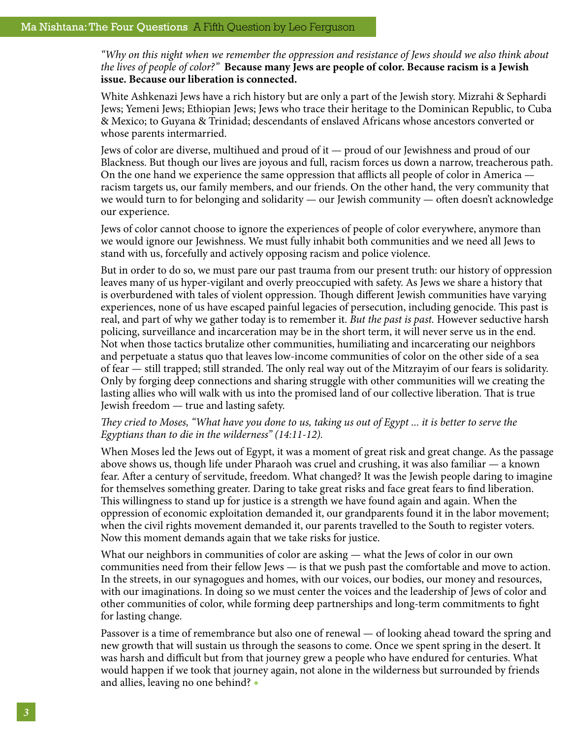# Ma Nishtana: The Four Questions A Fifth Question by Leo Ferguson

*"Why on this night when we remember the oppression and resistance of Jews should we also think about the lives of people of color?"* **Because many Jews are people of color. Because racism is a Jewish issue. Because our liberation is connected.**

White Ashkenazi Jews have a rich history but are only a part of the Jewish story. Mizrahi & Sephardi Jews; Yemeni Jews; Ethiopian Jews; Jews who trace their heritage to the Dominican Republic, to Cuba & Mexico; to Guyana & Trinidad; descendants of enslaved Africans whose ancestors converted or whose parents intermarried.

Jews of color are diverse, multihued and proud of it — proud of our Jewishness and proud of our Blackness. But though our lives are joyous and full, racism forces us down a narrow, treacherous path. On the one hand we experience the same oppression that afflicts all people of color in America — racism targets us, our family members, and our friends. On the other hand, the very community that we would turn to for belonging and solidarity — our Jewish community — often doesn't acknowledge our experience.

Jews of color cannot choose to ignore the experiences of people of color everywhere, anymore than we would ignore our Jewishness. We must fully inhabit both communities and we need all Jews to stand with us, forcefully and actively opposing racism and police violence.

But in order to do so, we must pare our past trauma from our present truth: our history of oppression leaves many of us hyper-vigilant and overly preoccupied with safety. As Jews we share a history that is overburdened with tales of violent oppression. Though different Jewish communities have varying experiences, none of us have escaped painful legacies of persecution, including genocide. This past is real, and part of why we gather today is to remember it. *But the past is past.* However seductive harsh policing, surveillance and incarceration may be in the short term, it will never serve us in the end. Not when those tactics brutalize other communities, humiliating and incarcerating our neighbors and perpetuate a status quo that leaves low-income communities of color on the other side of a sea of fear — still trapped; still stranded. The only real way out of the Mitzrayim of our fears is solidarity. Only by forging deep connections and sharing struggle with other communities will we creating the lasting allies who will walk with us into the promised land of our collective liberation. That is true Jewish freedom — true and lasting safety.

*They cried to Moses, "What have you done to us, taking us out of Egypt ... it is better to serve the Egyptians than to die in the wilderness" (14:11-12).*

When Moses led the Jews out of Egypt, it was a moment of great risk and great change. As the passage above shows us, though life under Pharaoh was cruel and crushing, it was also familiar — a known fear. After a century of servitude, freedom. What changed? It was the Jewish people daring to imagine for themselves something greater. Daring to take great risks and face great fears to find liberation. This willingness to stand up for justice is a strength we have found again and again. When the oppression of economic exploitation demanded it, our grandparents found it in the labor movement; when the civil rights movement demanded it, our parents travelled to the South to register voters. Now this moment demands again that we take risks for justice.

What our neighbors in communities of color are asking — what the Jews of color in our own communities need from their fellow Jews — is that we push past the comfortable and move to action. In the streets, in our synagogues and homes, with our voices, our bodies, our money and resources, with our imaginations. In doing so we must center the voices and the leadership of Jews of color and other communities of color, while forming deep partnerships and long-term commitments to fight for lasting change.

Passover is a time of remembrance but also one of renewal — of looking ahead toward the spring and new growth that will sustain us through the seasons to come. Once we spent spring in the desert. It was harsh and difficult but from that journey grew a people who have endured for centuries. What would happen if we took that journey again, not alone in the wilderness but surrounded by friends and allies, leaving no one behind?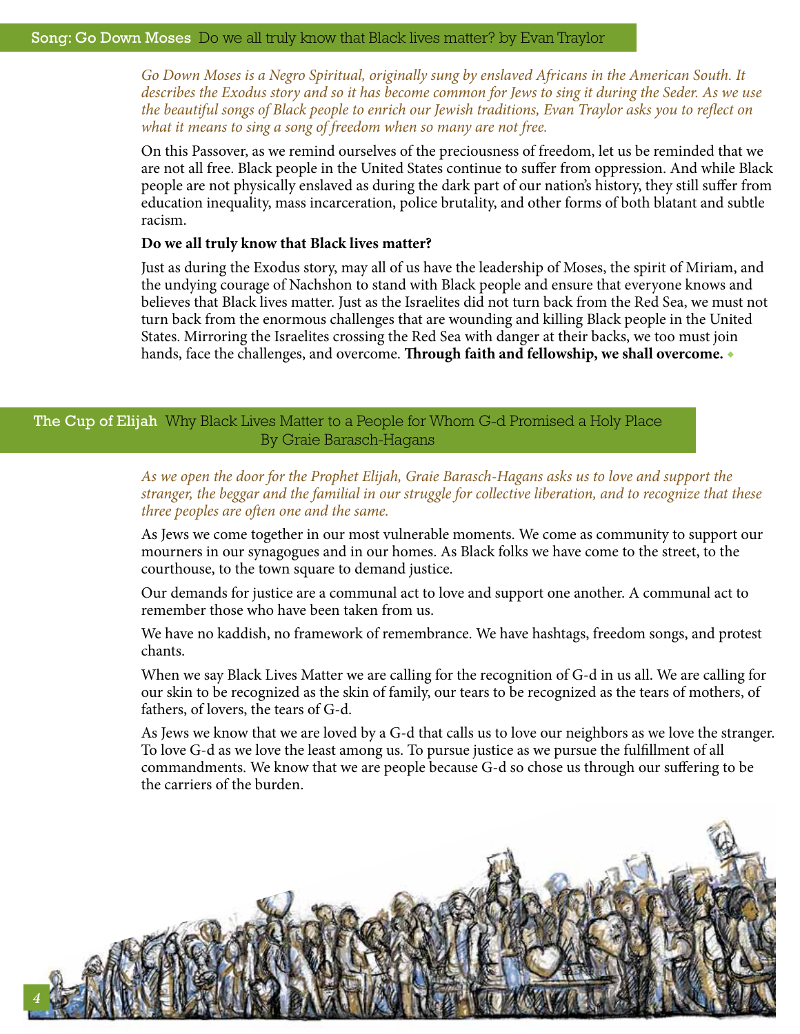## Song: Go Down Moses Do we all truly know that Black lives matter? by Evan Traylor

*Go Down Moses is a Negro Spiritual, originally sung by enslaved Africans in the American South. It describes the Exodus story and so it has become common for Jews to sing it during the Seder. As we use the beautiful songs of Black people to enrich our Jewish traditions, Evan Traylor asks you to reflect on what it means to sing a song of freedom when so many are not free.*

On this Passover, as we remind ourselves of the preciousness of freedom, let us be reminded that we are not all free. Black people in the United States continue to suffer from oppression. And while Black people are not physically enslaved as during the dark part of our nation's history, they still suffer from education inequality, mass incarceration, police brutality, and other forms of both blatant and subtle racism.

**Do we all truly know that Black lives matter?**

Just as during the Exodus story, may all of us have the leadership of Moses, the spirit of Miriam, and the undying courage of Nachshon to stand with Black people and ensure that everyone knows and believes that Black lives matter. Just as the Israelites did not turn back from the Red Sea, we must not turn back from the enormous challenges that are wounding and killing Black people in the United States. Mirroring the Israelites crossing the Red Sea with danger at their backs, we too must join hands, face the challenges, and overcome. **Through faith and fellowship, we shall overcome.**

## The Cup of Elijah Why Black Lives Matter to a People for Whom G-d Promised a Holy Place By Graie Barasch-Hagans

*As we open the door for the Prophet Elijah, Graie Barasch-Hagans asks us to love and support the stranger, the beggar and the familial in our struggle for collective liberation, and to recognize that these three peoples are often one and the same.*

As Jews we come together in our most vulnerable moments. We come as community to support our mourners in our synagogues and in our homes. As Black folks we have come to the street, to the courthouse, to the town square to demand justice.

Our demands for justice are a communal act to love and support one another. A communal act to remember those who have been taken from us.

We have no kaddish, no framework of remembrance. We have hashtags, freedom songs, and protest chants.

When we say Black Lives Matter we are calling for the recognition of G-d in us all. We are calling for our skin to be recognized as the skin of family, our tears to be recognized as the tears of mothers, of fathers, of lovers, the tears of G-d.

As Jews we know that we are loved by a G-d that calls us to love our neighbors as we love the stranger. To love G-d as we love the least among us. To pursue justice as we pursue the fulfillment of all commandments. We know that we are people because G-d so chose us through our suffering to be the carriers of the burden.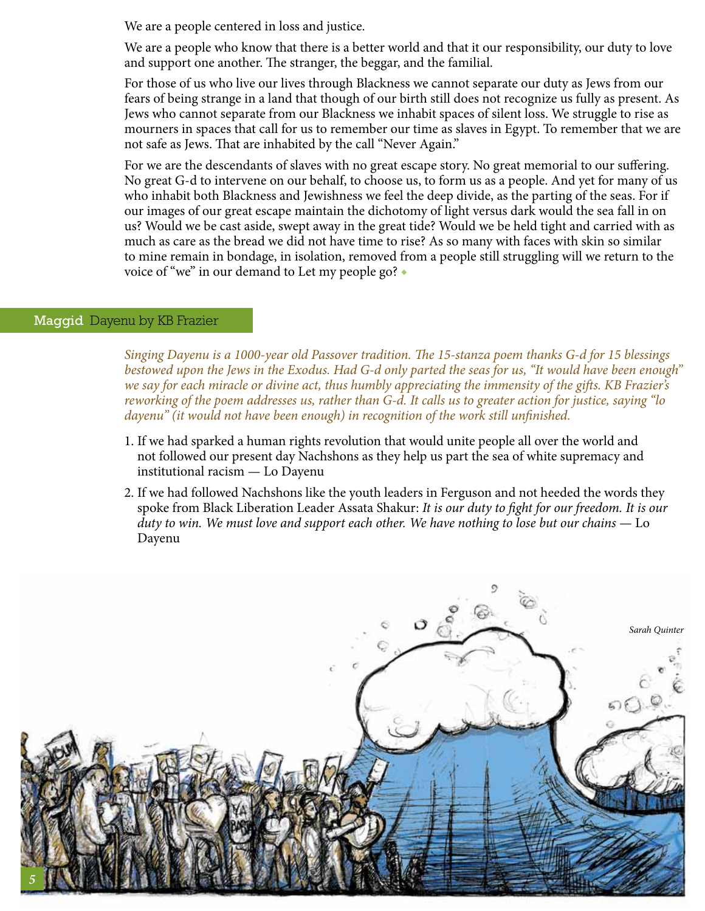We are a people centered in loss and justice.

We are a people who know that there is a better world and that it our responsibility, our duty to love and support one another. The stranger, the beggar, and the familial.

For those of us who live our lives through Blackness we cannot separate our duty as Jews from our fears of being strange in a land that though of our birth still does not recognize us fully as present. As Jews who cannot separate from our Blackness we inhabit spaces of silent loss. We struggle to rise as mourners in spaces that call for us to remember our time as slaves in Egypt. To remember that we are not safe as Jews. That are inhabited by the call "Never Again."

For we are the descendants of slaves with no great escape story. No great memorial to our suffering. No great G-d to intervene on our behalf, to choose us, to form us as a people. And yet for many of us who inhabit both Blackness and Jewishness we feel the deep divide, as the parting of the seas. For if our images of our great escape maintain the dichotomy of light versus dark would the sea fall in on us? Would we be cast aside, swept away in the great tide? Would we be held tight and carried with as much as care as the bread we did not have time to rise? As so many with faces with skin so similar to mine remain in bondage, in isolation, removed from a people still struggling will we return to the voice of "we" in our demand to Let my people go?

## Maggid Dayenu by KB Frazier

*Singing Dayenu is a 1000-year old Passover tradition. The 15-stanza poem thanks G-d for 15 blessings bestowed upon the Jews in the Exodus. Had G-d only parted the seas for us, "It would have been enough" we say for each miracle or divine act, thus humbly appreciating the immensity of the gifts. KB Frazier's reworking of the poem addresses us, rather than G-d. It calls us to greater action for justice, saying "lo dayenu" (it would not have been enough) in recognition of the work still unfinished.*

1. If we had sparked a human rights revolution that would unite people all over the world and not followed our present day Nachshons as they help us part the sea of white supremacy and institutional racism — Lo Dayenu
2. If we had followed Nachshons like the youth leaders in Ferguson and not heeded the words they spoke from Black Liberation Leader Assata Shakur: *It is our duty to fight for our freedom. It is our duty to win. We must love and support each other. We have nothing to lose but our chains* — Lo Dayenu

Sarah Quinter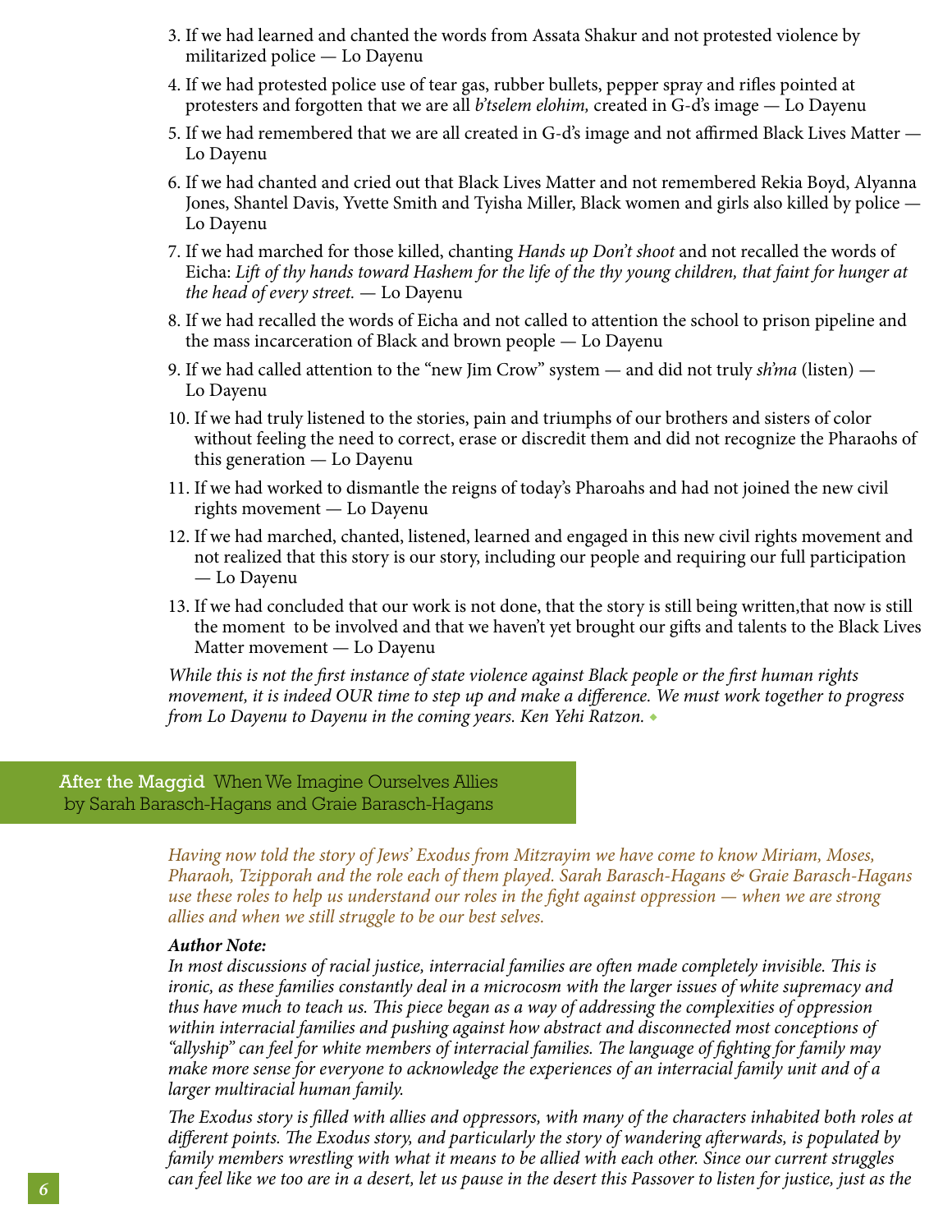3. If we had learned and chanted the words from Assata Shakur and not protested violence by militarized police — Lo Dayenu
4. If we had protested police use of tear gas, rubber bullets, pepper spray and rifles pointed at protesters and forgotten that we are all *b'tselem elohim,* created in G-d's image — Lo Dayenu
5. If we had remembered that we are all created in G-d's image and not affirmed Black Lives Matter — Lo Dayenu
6. If we had chanted and cried out that Black Lives Matter and not remembered Rekia Boyd, Alyanna Jones, Shantel Davis, Yvette Smith and Tyisha Miller, Black women and girls also killed by police — Lo Dayenu
7. If we had marched for those killed, chanting *Hands up Don't shoot* and not recalled the words of Eicha: *Lift of thy hands toward Hashem for the life of the thy young children, that faint for hunger at the head of every street.* — Lo Dayenu
8. If we had recalled the words of Eicha and not called to attention the school to prison pipeline and the mass incarceration of Black and brown people — Lo Dayenu
9. If we had called attention to the "new Jim Crow" system — and did not truly *sh'ma* (listen) — Lo Dayenu
10. If we had truly listened to the stories, pain and triumphs of our brothers and sisters of color without feeling the need to correct, erase or discredit them and did not recognize the Pharaohs of this generation — Lo Dayenu
11. If we had worked to dismantle the reigns of today's Pharoahs and had not joined the new civil rights movement — Lo Dayenu
12. If we had marched, chanted, listened, learned and engaged in this new civil rights movement and not realized that this story is our story, including our people and requiring our full participation — Lo Dayenu
13. If we had concluded that our work is not done, that the story is still being written,that now is still the moment to be involved and that we haven't yet brought our gifts and talents to the Black Lives Matter movement — Lo Dayenu

*While this is not the first instance of state violence against Black people or the first human rights movement, it is indeed OUR time to step up and make a difference. We must work together to progress from Lo Dayenu to Dayenu in the coming years. Ken Yehi Ratzon.*

## After the Maggid When We Imagine Ourselves Allies
by Sarah Barasch-Hagans and Graie Barasch-Hagans

*Having now told the story of Jews' Exodus from Mitzrayim we have come to know Miriam, Moses, Pharaoh, Tzipporah and the role each of them played. Sarah Barasch-Hagans & Graie Barasch-Hagans use these roles to help us understand our roles in the fight against oppression — when we are strong allies and when we still struggle to be our best selves.*

***Author Note:***
*In most discussions of racial justice, interracial families are often made completely invisible. This is ironic, as these families constantly deal in a microcosm with the larger issues of white supremacy and thus have much to teach us. This piece began as a way of addressing the complexities of oppression within interracial families and pushing against how abstract and disconnected most conceptions of "allyship" can feel for white members of interracial families. The language of fighting for family may make more sense for everyone to acknowledge the experiences of an interracial family unit and of a larger multiracial human family.*

*The Exodus story is filled with allies and oppressors, with many of the characters inhabited both roles at different points. The Exodus story, and particularly the story of wandering afterwards, is populated by family members wrestling with what it means to be allied with each other. Since our current struggles can feel like we too are in a desert, let us pause in the desert this Passover to listen for justice, just as the*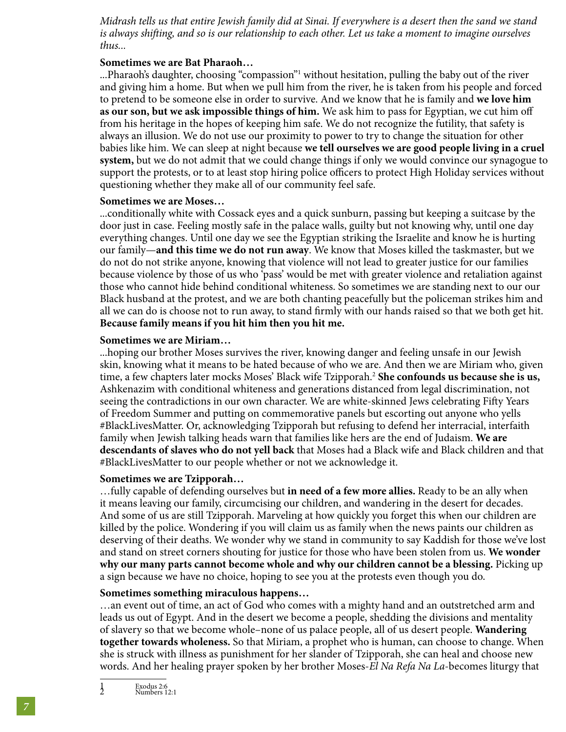*Midrash tells us that entire Jewish family did at Sinai. If everywhere is a desert then the sand we stand is always shifting, and so is our relationship to each other. Let us take a moment to imagine ourselves thus...*

**Sometimes we are Bat Pharaoh…**

...Pharaoh's daughter, choosing "compassion"[1] without hesitation, pulling the baby out of the river and giving him a home. But when we pull him from the river, he is taken from his people and forced to pretend to be someone else in order to survive. And we know that he is family and **we love him as our son, but we ask impossible things of him.** We ask him to pass for Egyptian, we cut him off from his heritage in the hopes of keeping him safe. We do not recognize the futility, that safety is always an illusion. We do not use our proximity to power to try to change the situation for other babies like him. We can sleep at night because **we tell ourselves we are good people living in a cruel system,** but we do not admit that we could change things if only we would convince our synagogue to support the protests, or to at least stop hiring police officers to protect High Holiday services without questioning whether they make all of our community feel safe.

**Sometimes we are Moses…**

...conditionally white with Cossack eyes and a quick sunburn, passing but keeping a suitcase by the door just in case. Feeling mostly safe in the palace walls, guilty but not knowing why, until one day everything changes. Until one day we see the Egyptian striking the Israelite and know he is hurting our family—**and this time we do not run away**. We know that Moses killed the taskmaster, but we do not do not strike anyone, knowing that violence will not lead to greater justice for our families because violence by those of us who 'pass' would be met with greater violence and retaliation against those who cannot hide behind conditional whiteness. So sometimes we are standing next to our our Black husband at the protest, and we are both chanting peacefully but the policeman strikes him and all we can do is choose not to run away, to stand firmly with our hands raised so that we both get hit. **Because family means if you hit him then you hit me.**

**Sometimes we are Miriam…**

...hoping our brother Moses survives the river, knowing danger and feeling unsafe in our Jewish skin, knowing what it means to be hated because of who we are. And then we are Miriam who, given time, a few chapters later mocks Moses' Black wife Tzipporah.[2] **She confounds us because she is us,** Ashkenazim with conditional whiteness and generations distanced from legal discrimination, not seeing the contradictions in our own character. We are white-skinned Jews celebrating Fifty Years of Freedom Summer and putting on commemorative panels but escorting out anyone who yells #BlackLivesMatter. Or, acknowledging Tzipporah but refusing to defend her interracial, interfaith family when Jewish talking heads warn that families like hers are the end of Judaism. **We are descendants of slaves who do not yell back** that Moses had a Black wife and Black children and that #BlackLivesMatter to our people whether or not we acknowledge it.

**Sometimes we are Tzipporah…**

…fully capable of defending ourselves but **in need of a few more allies.** Ready to be an ally when it means leaving our family, circumcising our children, and wandering in the desert for decades. And some of us are still Tzipporah. Marveling at how quickly you forget this when our children are killed by the police. Wondering if you will claim us as family when the news paints our children as deserving of their deaths. We wonder why we stand in community to say Kaddish for those we've lost and stand on street corners shouting for justice for those who have been stolen from us. **We wonder why our many parts cannot become whole and why our children cannot be a blessing.** Picking up a sign because we have no choice, hoping to see you at the protests even though you do.

**Sometimes something miraculous happens…**

…an event out of time, an act of God who comes with a mighty hand and an outstretched arm and leads us out of Egypt. And in the desert we become a people, shedding the divisions and mentality of slavery so that we become whole–none of us palace people, all of us desert people. **Wandering together towards wholeness.** So that Miriam, a prophet who is human, can choose to change. When she is struck with illness as punishment for her slander of Tzipporah, she can heal and choose new words. And her healing prayer spoken by her brother Moses-*El Na Refa Na La*-becomes liturgy that

---

[1] Exodus 2:6

[2] Numbers 12:1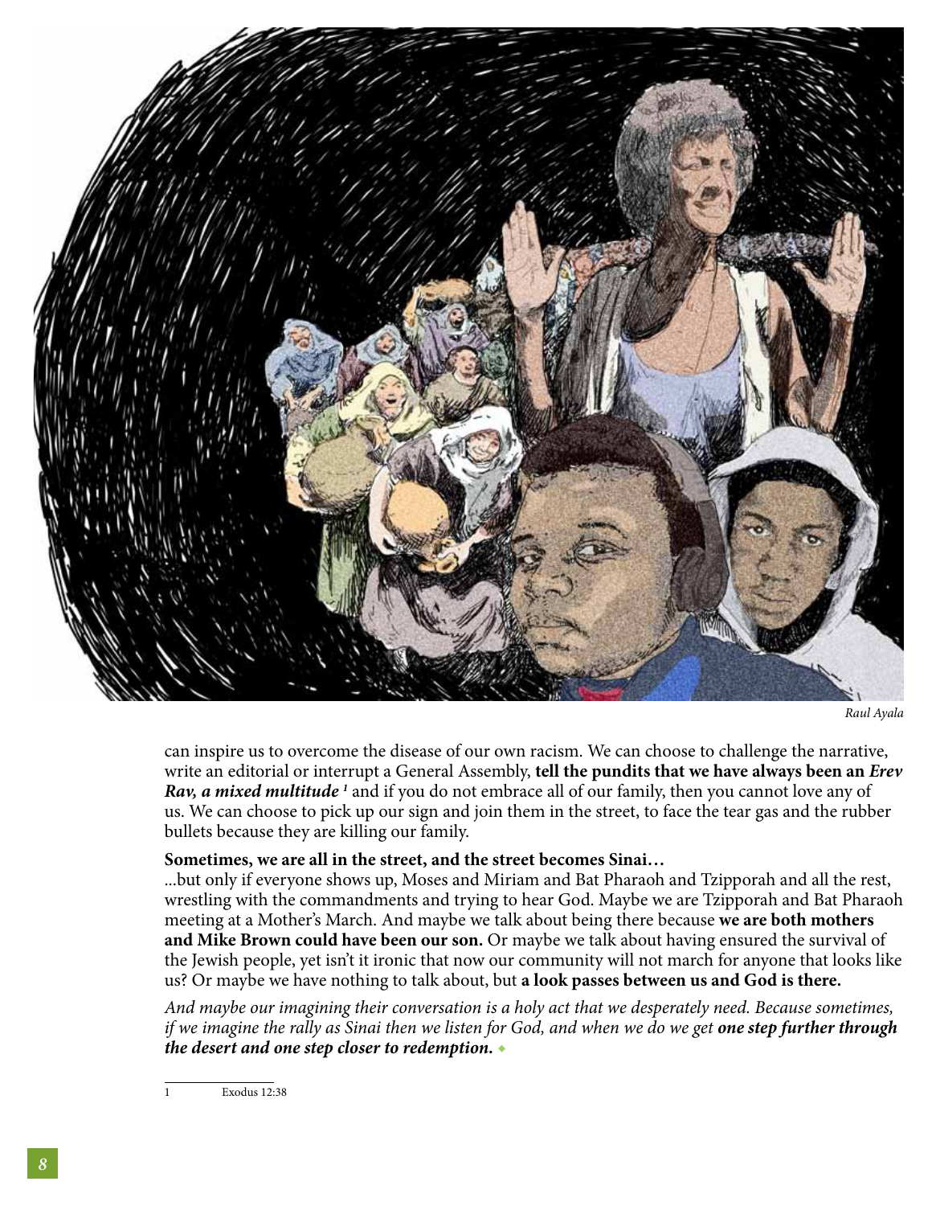Raul Ayala

can inspire us to overcome the disease of our own racism. We can choose to challenge the narrative, write an editorial or interrupt a General Assembly, **tell the pundits that we have always been an *Erev Rav, a mixed multitude*** [1] and if you do not embrace all of our family, then you cannot love any of us. We can choose to pick up our sign and join them in the street, to face the tear gas and the rubber bullets because they are killing our family.

**Sometimes, we are all in the street, and the street becomes Sinai…**

...but only if everyone shows up, Moses and Miriam and Bat Pharaoh and Tzipporah and all the rest, wrestling with the commandments and trying to hear God. Maybe we are Tzipporah and Bat Pharaoh meeting at a Mother's March. And maybe we talk about being there because **we are both mothers and Mike Brown could have been our son.** Or maybe we talk about having ensured the survival of the Jewish people, yet isn't it ironic that now our community will not march for anyone that looks like us? Or maybe we have nothing to talk about, but **a look passes between us and God is there.**

*And maybe our imagining their conversation is a holy act that we desperately need. Because sometimes, if we imagine the rally as Sinai then we listen for God, and when we do we get **one step further through the desert and one step closer to redemption.***

1 Exodus 12:38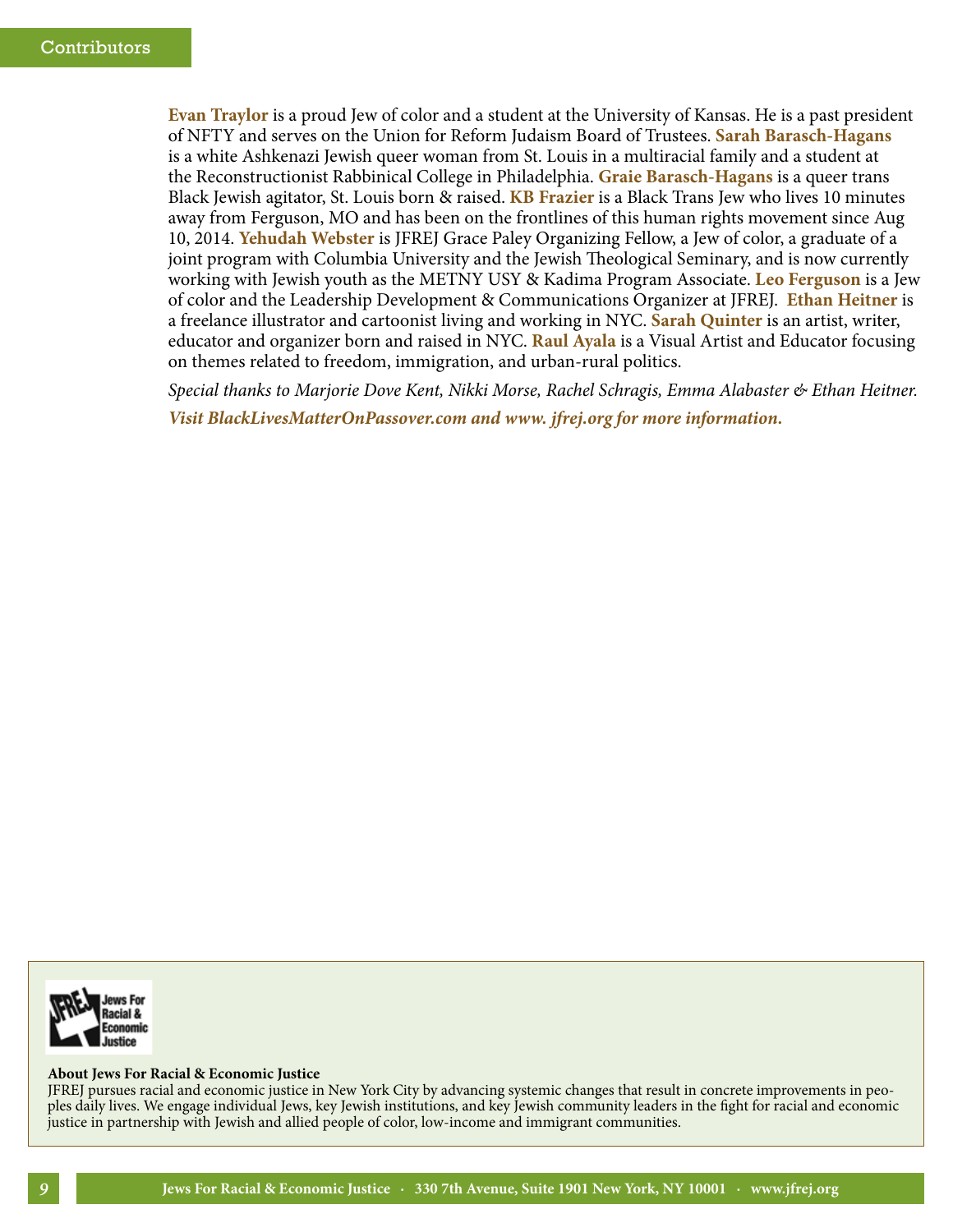## Contributors

**Evan Traylor** is a proud Jew of color and a student at the University of Kansas. He is a past president of NFTY and serves on the Union for Reform Judaism Board of Trustees. **Sarah Barasch-Hagans** is a white Ashkenazi Jewish queer woman from St. Louis in a multiracial family and a student at the Reconstructionist Rabbinical College in Philadelphia. **Graie Barasch-Hagans** is a queer trans Black Jewish agitator, St. Louis born & raised. **KB Frazier** is a Black Trans Jew who lives 10 minutes away from Ferguson, MO and has been on the frontlines of this human rights movement since Aug 10, 2014. **Yehudah Webster** is JFREJ Grace Paley Organizing Fellow, a Jew of color, a graduate of a joint program with Columbia University and the Jewish Theological Seminary, and is now currently working with Jewish youth as the METNY USY & Kadima Program Associate. **Leo Ferguson** is a Jew of color and the Leadership Development & Communications Organizer at JFREJ. **Ethan Heitner** is a freelance illustrator and cartoonist living and working in NYC. **Sarah Quinter** is an artist, writer, educator and organizer born and raised in NYC. **Raul Ayala** is a Visual Artist and Educator focusing on themes related to freedom, immigration, and urban-rural politics.

*Special thanks to Marjorie Dove Kent, Nikki Morse, Rachel Schragis, Emma Alabaster & Ethan Heitner.*

***Visit BlackLivesMatterOnPassover.com and www. jfrej.org for more information.***

JFREJ Jews For Racial & Economic Justice

**About Jews For Racial & Economic Justice**
JFREJ pursues racial and economic justice in New York City by advancing systemic changes that result in concrete improvements in peoples daily lives. We engage individual Jews, key Jewish institutions, and key Jewish community leaders in the fight for racial and economic justice in partnership with Jewish and allied people of color, low-income and immigrant communities.

Jews For Racial & Economic Justice · 330 7th Avenue, Suite 1901 New York, NY 10001 · www.jfrej.org